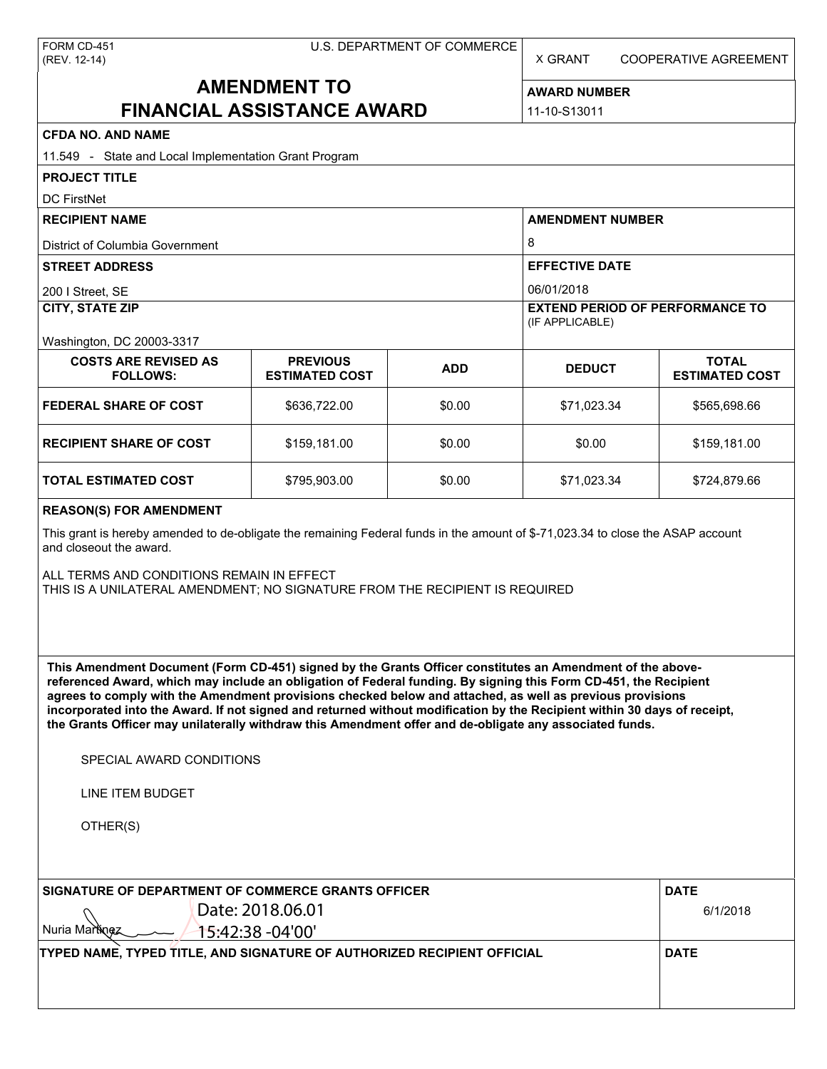FORM CD-451
(REV. 12-14)

U.S. DEPARTMENT OF COMMERCE

X GRANT    COOPERATIVE AGREEMENT

# AMENDMENT TO FINANCIAL ASSISTANCE AWARD

**AWARD NUMBER**
11-10-S13011

**CFDA NO. AND NAME**
11.549 - State and Local Implementation Grant Program

**PROJECT TITLE**
DC FirstNet

**RECIPIENT NAME**
District of Columbia Government

**AMENDMENT NUMBER**
8

**STREET ADDRESS**
200 I Street, SE

**EFFECTIVE DATE**
06/01/2018

**CITY, STATE ZIP**
Washington, DC 20003-3317

**EXTEND PERIOD OF PERFORMANCE TO** (IF APPLICABLE)

| COSTS ARE REVISED AS FOLLOWS: | PREVIOUS ESTIMATED COST | ADD | DEDUCT | TOTAL ESTIMATED COST |
|---|---|---|---|---|
| FEDERAL SHARE OF COST | $636,722.00 | $0.00 | $71,023.34 | $565,698.66 |
| RECIPIENT SHARE OF COST | $159,181.00 | $0.00 | $0.00 | $159,181.00 |
| TOTAL ESTIMATED COST | $795,903.00 | $0.00 | $71,023.34 | $724,879.66 |

**REASON(S) FOR AMENDMENT**

This grant is hereby amended to de-obligate the remaining Federal funds in the amount of $-71,023.34 to close the ASAP account and closeout the award.

ALL TERMS AND CONDITIONS REMAIN IN EFFECT
THIS IS A UNILATERAL AMENDMENT; NO SIGNATURE FROM THE RECIPIENT IS REQUIRED

**This Amendment Document (Form CD-451) signed by the Grants Officer constitutes an Amendment of the above-referenced Award, which may include an obligation of Federal funding. By signing this Form CD-451, the Recipient agrees to comply with the Amendment provisions checked below and attached, as well as previous provisions incorporated into the Award. If not signed and returned without modification by the Recipient within 30 days of receipt, the Grants Officer may unilaterally withdraw this Amendment offer and de-obligate any associated funds.**

SPECIAL AWARD CONDITIONS

LINE ITEM BUDGET

OTHER(S)

**SIGNATURE OF DEPARTMENT OF COMMERCE GRANTS OFFICER**
Nuria Martinez Date: 2018.06.01 15:42:38 -04'00'

**DATE**
6/1/2018

**TYPED NAME, TYPED TITLE, AND SIGNATURE OF AUTHORIZED RECIPIENT OFFICIAL**

**DATE**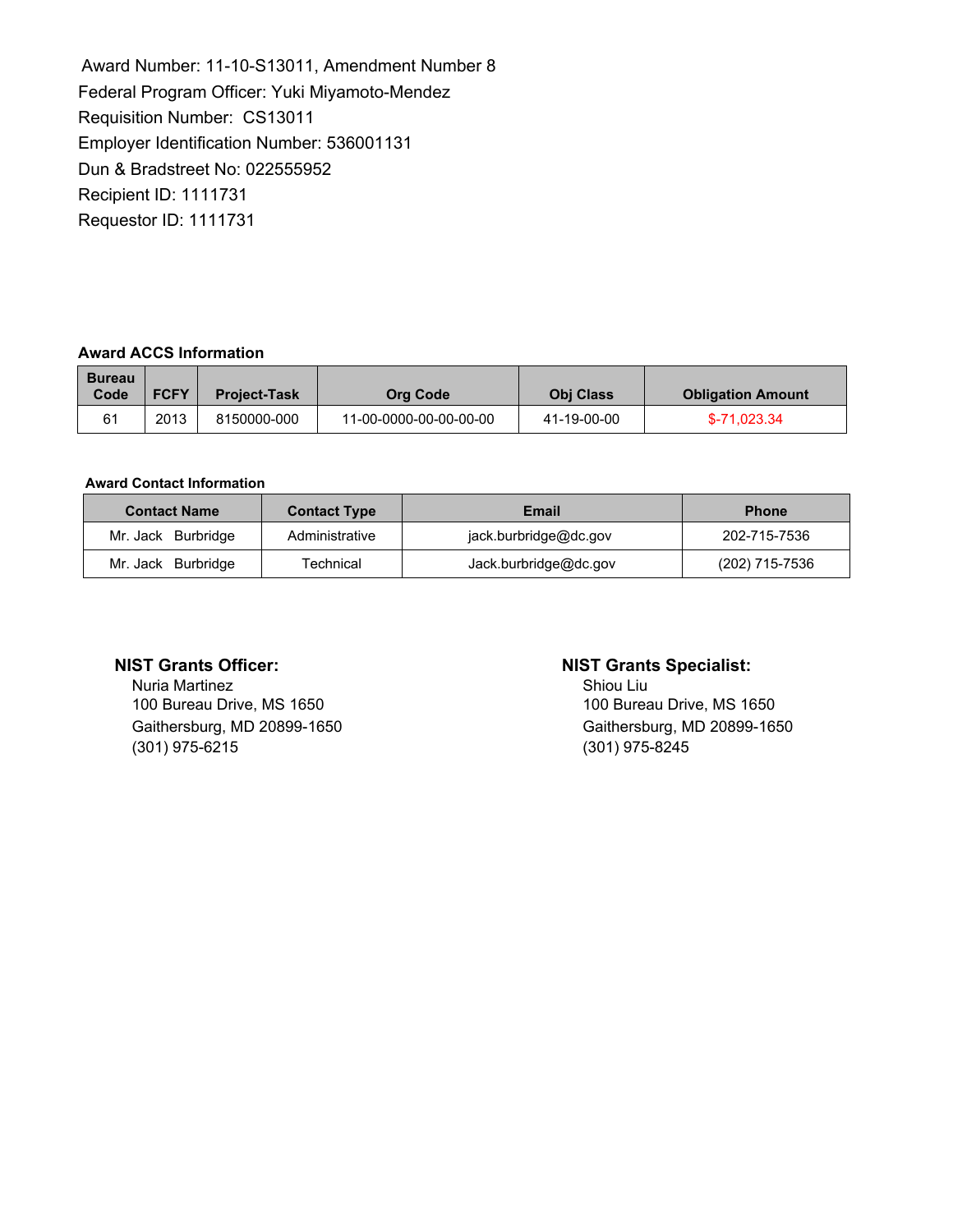Award Number: 11-10-S13011, Amendment Number 8
Federal Program Officer: Yuki Miyamoto-Mendez
Requisition Number: CS13011
Employer Identification Number: 536001131
Dun & Bradstreet No: 022555952
Recipient ID: 1111731
Requestor ID: 1111731

**Award ACCS Information**

| Bureau Code | FCFY | Project-Task | Org Code | Obj Class | Obligation Amount |
|---|---|---|---|---|---|
| 61 | 2013 | 8150000-000 | 11-00-0000-00-00-00-00 | 41-19-00-00 | $-71,023.34 |

**Award Contact Information**

| Contact Name | Contact Type | Email | Phone |
|---|---|---|---|
| Mr. Jack Burbridge | Administrative | jack.burbridge@dc.gov | 202-715-7536 |
| Mr. Jack Burbridge | Technical | Jack.burbridge@dc.gov | (202) 715-7536 |

**NIST Grants Officer:**
Nuria Martinez
100 Bureau Drive, MS 1650
Gaithersburg, MD 20899-1650
(301) 975-6215

**NIST Grants Specialist:**
Shiou Liu
100 Bureau Drive, MS 1650
Gaithersburg, MD 20899-1650
(301) 975-8245